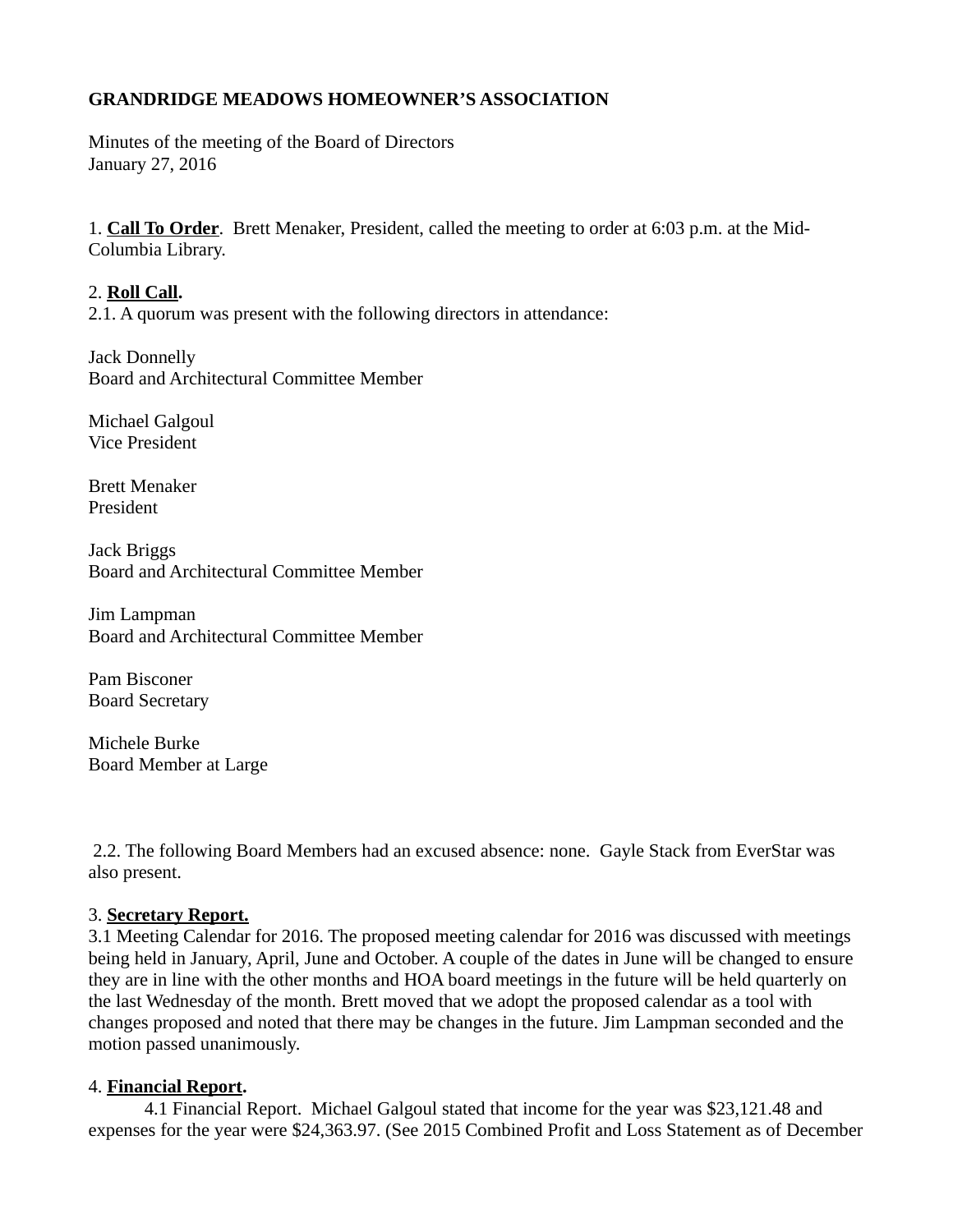**GRANDRIDGE MEADOWS HOMEOWNER'S ASSOCIATION**

Minutes of the meeting of the Board of Directors
January 27, 2016

1. **Call To Order**. Brett Menaker, President, called the meeting to order at 6:03 p.m. at the Mid-Columbia Library.

2. **Roll Call.**
2.1. A quorum was present with the following directors in attendance:

Jack Donnelly
Board and Architectural Committee Member

Michael Galgoul
Vice President

Brett Menaker
President

Jack Briggs
Board and Architectural Committee Member

Jim Lampman
Board and Architectural Committee Member

Pam Bisconer
Board Secretary

Michele Burke
Board Member at Large

2.2. The following Board Members had an excused absence: none. Gayle Stack from EverStar was also present.

3. **Secretary Report.**
3.1 Meeting Calendar for 2016. The proposed meeting calendar for 2016 was discussed with meetings being held in January, April, June and October. A couple of the dates in June will be changed to ensure they are in line with the other months and HOA board meetings in the future will be held quarterly on the last Wednesday of the month. Brett moved that we adopt the proposed calendar as a tool with changes proposed and noted that there may be changes in the future. Jim Lampman seconded and the motion passed unanimously.

4. **Financial Report.**
4.1 Financial Report. Michael Galgoul stated that income for the year was $23,121.48 and expenses for the year were $24,363.97. (See 2015 Combined Profit and Loss Statement as of December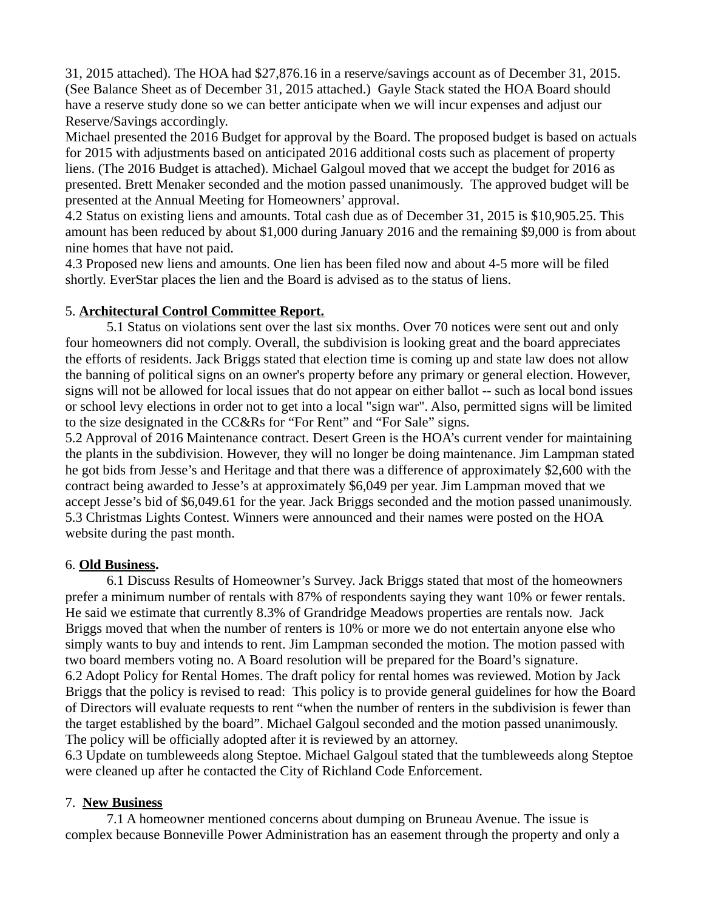31, 2015 attached). The HOA had $27,876.16 in a reserve/savings account as of December 31, 2015. (See Balance Sheet as of December 31, 2015 attached.) Gayle Stack stated the HOA Board should have a reserve study done so we can better anticipate when we will incur expenses and adjust our Reserve/Savings accordingly.

Michael presented the 2016 Budget for approval by the Board. The proposed budget is based on actuals for 2015 with adjustments based on anticipated 2016 additional costs such as placement of property liens. (The 2016 Budget is attached). Michael Galgoul moved that we accept the budget for 2016 as presented. Brett Menaker seconded and the motion passed unanimously. The approved budget will be presented at the Annual Meeting for Homeowners' approval.

4.2 Status on existing liens and amounts. Total cash due as of December 31, 2015 is $10,905.25. This amount has been reduced by about $1,000 during January 2016 and the remaining $9,000 is from about nine homes that have not paid.

4.3 Proposed new liens and amounts. One lien has been filed now and about 4-5 more will be filed shortly. EverStar places the lien and the Board is advised as to the status of liens.

5. **Architectural Control Committee Report.**

5.1 Status on violations sent over the last six months. Over 70 notices were sent out and only four homeowners did not comply. Overall, the subdivision is looking great and the board appreciates the efforts of residents. Jack Briggs stated that election time is coming up and state law does not allow the banning of political signs on an owner's property before any primary or general election. However, signs will not be allowed for local issues that do not appear on either ballot -- such as local bond issues or school levy elections in order not to get into a local "sign war". Also, permitted signs will be limited to the size designated in the CC&Rs for "For Rent" and "For Sale" signs.

5.2 Approval of 2016 Maintenance contract. Desert Green is the HOA's current vender for maintaining the plants in the subdivision. However, they will no longer be doing maintenance. Jim Lampman stated he got bids from Jesse's and Heritage and that there was a difference of approximately $2,600 with the contract being awarded to Jesse's at approximately $6,049 per year. Jim Lampman moved that we accept Jesse's bid of $6,049.61 for the year. Jack Briggs seconded and the motion passed unanimously.

5.3 Christmas Lights Contest. Winners were announced and their names were posted on the HOA website during the past month.

6. **Old Business.**

6.1 Discuss Results of Homeowner's Survey. Jack Briggs stated that most of the homeowners prefer a minimum number of rentals with 87% of respondents saying they want 10% or fewer rentals. He said we estimate that currently 8.3% of Grandridge Meadows properties are rentals now. Jack Briggs moved that when the number of renters is 10% or more we do not entertain anyone else who simply wants to buy and intends to rent. Jim Lampman seconded the motion. The motion passed with two board members voting no. A Board resolution will be prepared for the Board's signature.

6.2 Adopt Policy for Rental Homes. The draft policy for rental homes was reviewed. Motion by Jack Briggs that the policy is revised to read: This policy is to provide general guidelines for how the Board of Directors will evaluate requests to rent "when the number of renters in the subdivision is fewer than the target established by the board". Michael Galgoul seconded and the motion passed unanimously. The policy will be officially adopted after it is reviewed by an attorney.

6.3 Update on tumbleweeds along Steptoe. Michael Galgoul stated that the tumbleweeds along Steptoe were cleaned up after he contacted the City of Richland Code Enforcement.

7. **New Business**

7.1 A homeowner mentioned concerns about dumping on Bruneau Avenue. The issue is complex because Bonneville Power Administration has an easement through the property and only a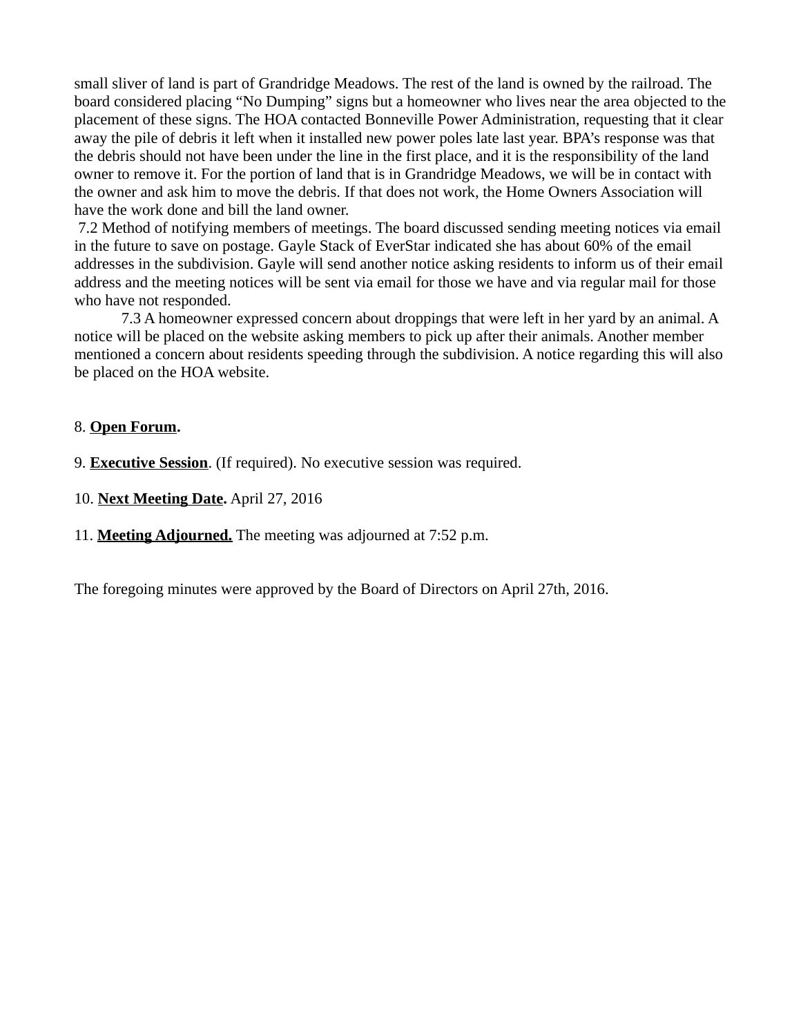small sliver of land is part of Grandridge Meadows. The rest of the land is owned by the railroad. The board considered placing "No Dumping" signs but a homeowner who lives near the area objected to the placement of these signs. The HOA contacted Bonneville Power Administration, requesting that it clear away the pile of debris it left when it installed new power poles late last year. BPA's response was that the debris should not have been under the line in the first place, and it is the responsibility of the land owner to remove it. For the portion of land that is in Grandridge Meadows, we will be in contact with the owner and ask him to move the debris. If that does not work, the Home Owners Association will have the work done and bill the land owner.

7.2 Method of notifying members of meetings. The board discussed sending meeting notices via email in the future to save on postage. Gayle Stack of EverStar indicated she has about 60% of the email addresses in the subdivision. Gayle will send another notice asking residents to inform us of their email address and the meeting notices will be sent via email for those we have and via regular mail for those who have not responded.

7.3 A homeowner expressed concern about droppings that were left in her yard by an animal. A notice will be placed on the website asking members to pick up after their animals. Another member mentioned a concern about residents speeding through the subdivision. A notice regarding this will also be placed on the HOA website.

8. **Open Forum.**

9. **Executive Session**. (If required). No executive session was required.

10. **Next Meeting Date.** April 27, 2016

11. **Meeting Adjourned.** The meeting was adjourned at 7:52 p.m.

The foregoing minutes were approved by the Board of Directors on April 27th, 2016.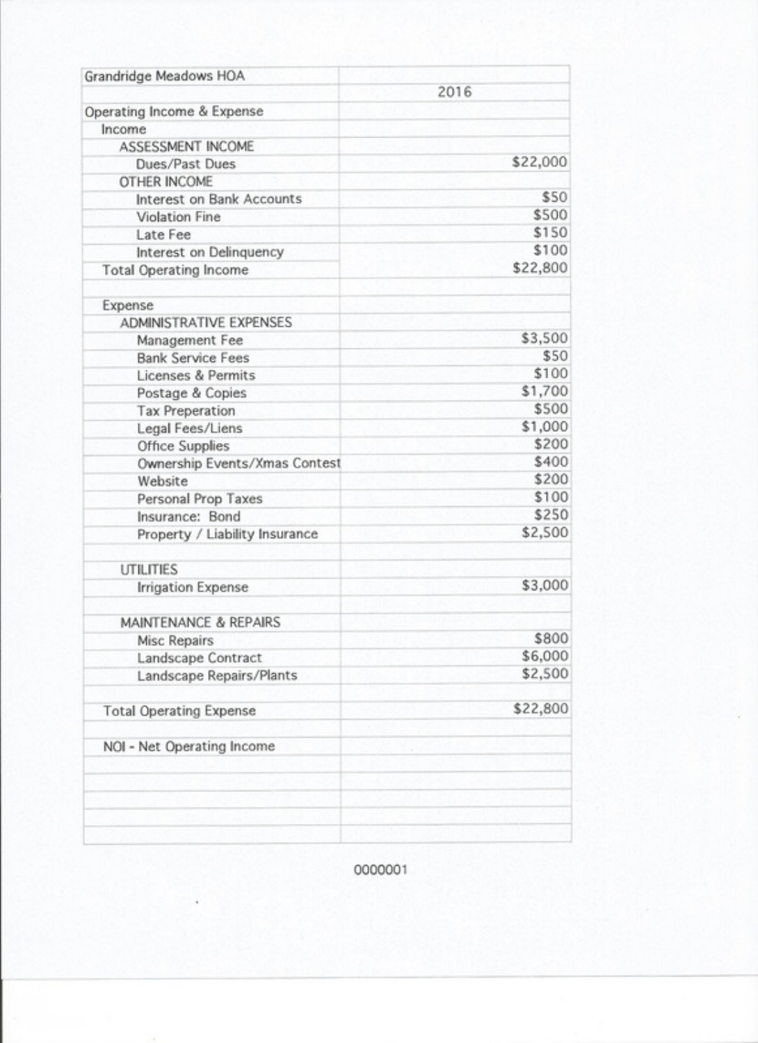| Grandridge Meadows HOA | |
| --- | --- |
| | 2016 |
| Operating Income & Expense | |
| Income | |
| ASSESSMENT INCOME | |
| Dues/Past Dues | $22,000 |
| OTHER INCOME | |
| Interest on Bank Accounts | $50 |
| Violation Fine | $500 |
| Late Fee | $150 |
| Interest on Delinquency | $100 |
| Total Operating Income | $22,800 |
| | |
| Expense | |
| ADMINISTRATIVE EXPENSES | |
| Management Fee | $3,500 |
| Bank Service Fees | $50 |
| Licenses & Permits | $100 |
| Postage & Copies | $1,700 |
| Tax Preperation | $500 |
| Legal Fees/Liens | $1,000 |
| Office Supplies | $200 |
| Ownership Events/Xmas Contest | $400 |
| Website | $200 |
| Personal Prop Taxes | $100 |
| Insurance: Bond | $250 |
| Property / Liability Insurance | $2,500 |
| | |
| UTILITIES | |
| Irrigation Expense | $3,000 |
| | |
| MAINTENANCE & REPAIRS | |
| Misc Repairs | $800 |
| Landscape Contract | $6,000 |
| Landscape Repairs/Plants | $2,500 |
| | |
| Total Operating Expense | $22,800 |
| | |
| NOI - Net Operating Income | |

0000001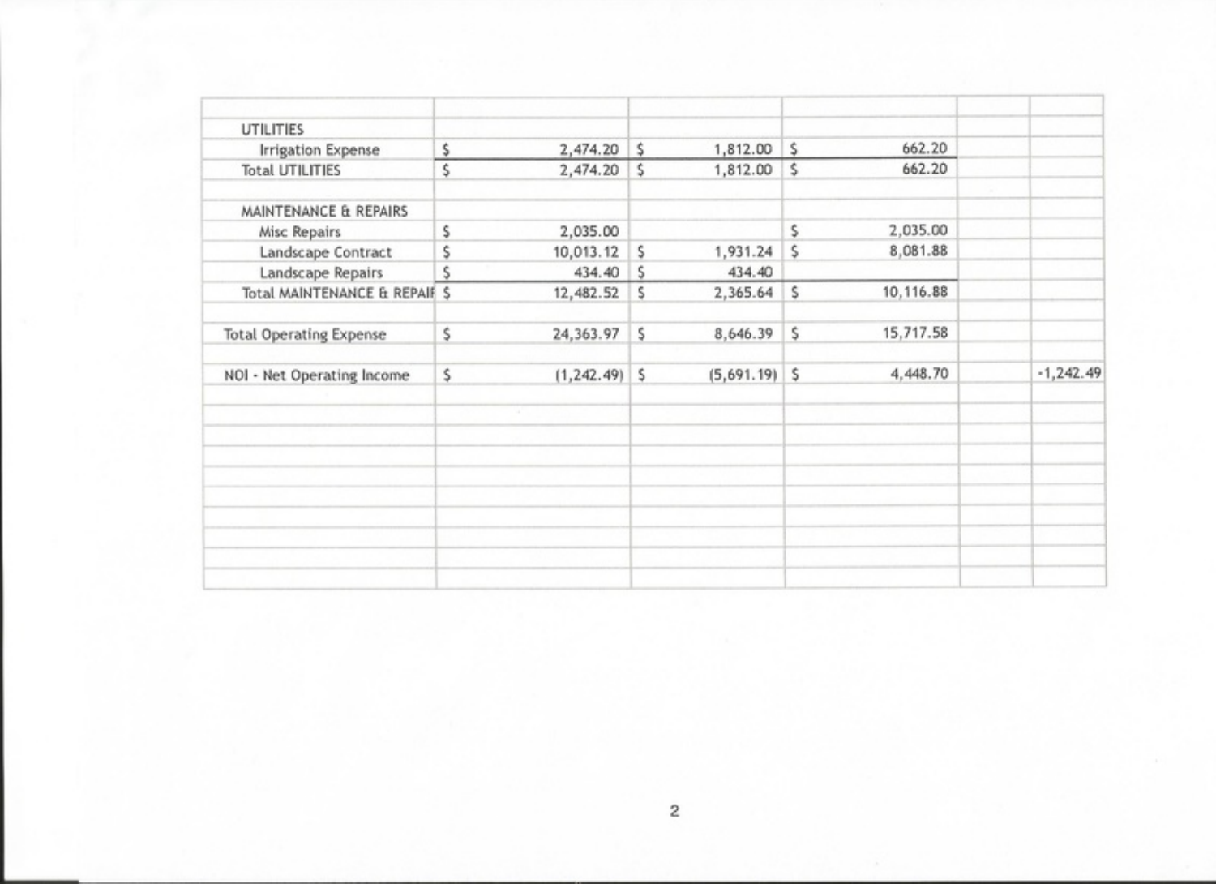| | | | | | |
|---|---|---|---|---|---|
| UTILITIES | | | | | |
| Irrigation Expense | $ 2,474.20 | $ 1,812.00 | $ 662.20 | | |
| Total UTILITIES | $ 2,474.20 | $ 1,812.00 | $ 662.20 | | |
| | | | | | |
| MAINTENANCE & REPAIRS | | | | | |
| Misc Repairs | $ 2,035.00 | | $ 2,035.00 | | |
| Landscape Contract | $ 10,013.12 | $ 1,931.24 | $ 8,081.88 | | |
| Landscape Repairs | $ 434.40 | $ 434.40 | | | |
| Total MAINTENANCE & REPAIF | $ 12,482.52 | $ 2,365.64 | $ 10,116.88 | | |
| | | | | | |
| Total Operating Expense | $ 24,363.97 | $ 8,646.39 | $ 15,717.58 | | |
| | | | | | |
| NOI - Net Operating Income | $ (1,242.49) | $ (5,691.19) | $ 4,448.70 | | -1,242.49 |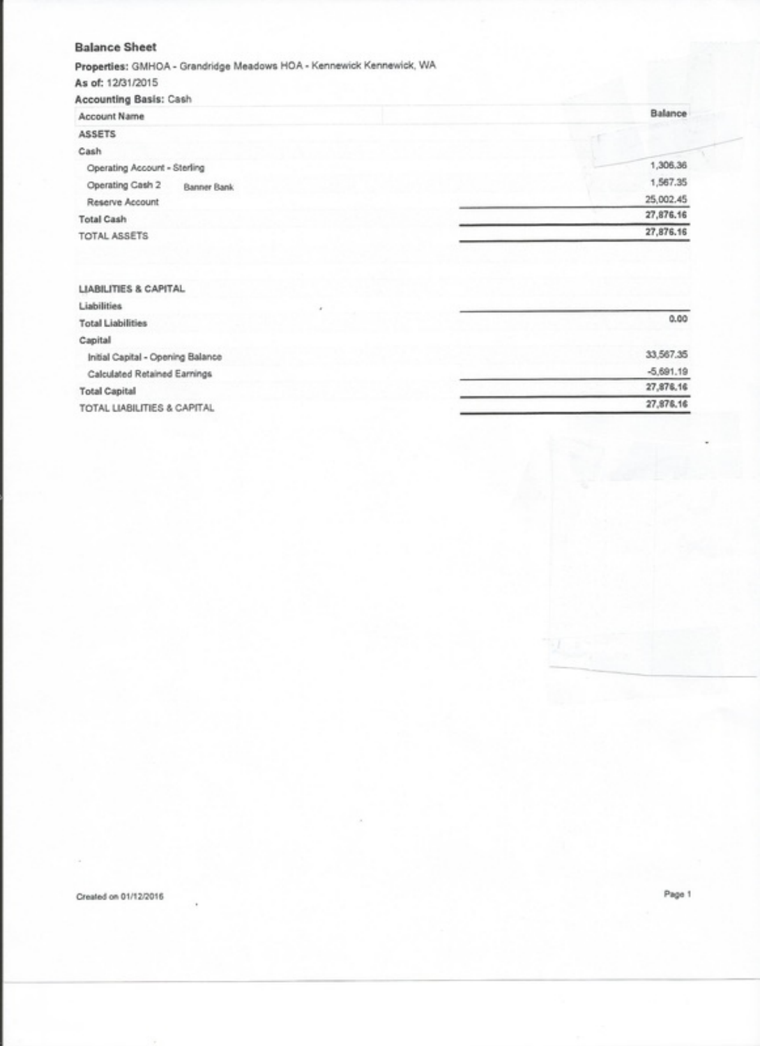## Balance Sheet

**Properties:** GMHOA - Grandridge Meadows HOA - Kennewick Kennewick, WA
**As of:** 12/31/2015
**Accounting Basis:** Cash

| Account Name | Balance |
|---|---|
| **ASSETS** | |
| **Cash** | |
| Operating Account - Sterling | 1,306.36 |
| Operating Cash 2 Banner Bank | 1,567.35 |
| Reserve Account | 25,002.45 |
| **Total Cash** | 27,876.16 |
| TOTAL ASSETS | 27,876.16 |
| | |
| **LIABILITIES & CAPITAL** | |
| **Liabilities** | |
| **Total Liabilities** | 0.00 |
| **Capital** | |
| Initial Capital - Opening Balance | 33,567.35 |
| Calculated Retained Earnings | -5,691.19 |
| **Total Capital** | 27,876.16 |
| TOTAL LIABILITIES & CAPITAL | 27,876.16 |

Created on 01/12/2016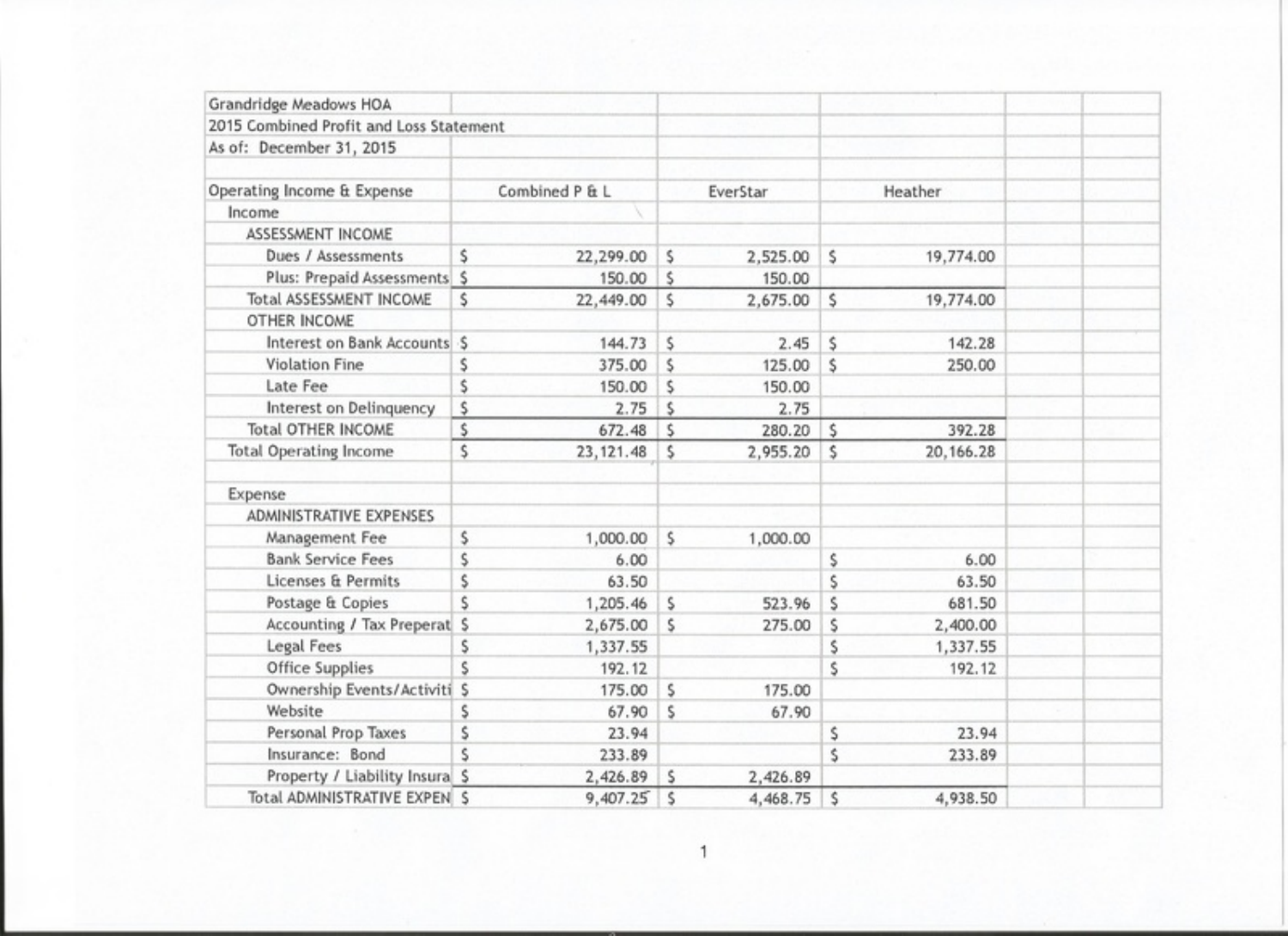| | | | |
|---|---|---|---|
| Grandridge Meadows HOA | | | |
| 2015 Combined Profit and Loss Statement | | | |
| As of: December 31, 2015 | | | |
| | | | |
| Operating Income & Expense | Combined P & L | EverStar | Heather |
| Income | | | |
| ASSESSMENT INCOME | | | |
| Dues / Assessments | $ 22,299.00 | $ 2,525.00 | $ 19,774.00 |
| Plus: Prepaid Assessments | $ 150.00 | $ 150.00 | |
| Total ASSESSMENT INCOME | $ 22,449.00 | $ 2,675.00 | $ 19,774.00 |
| OTHER INCOME | | | |
| Interest on Bank Accounts | $ 144.73 | $ 2.45 | $ 142.28 |
| Violation Fine | $ 375.00 | $ 125.00 | $ 250.00 |
| Late Fee | $ 150.00 | $ 150.00 | |
| Interest on Delinquency | $ 2.75 | $ 2.75 | |
| Total OTHER INCOME | $ 672.48 | $ 280.20 | $ 392.28 |
| Total Operating Income | $ 23,121.48 | $ 2,955.20 | $ 20,166.28 |
| | | | |
| Expense | | | |
| ADMINISTRATIVE EXPENSES | | | |
| Management Fee | $ 1,000.00 | $ 1,000.00 | |
| Bank Service Fees | $ 6.00 | | $ 6.00 |
| Licenses & Permits | $ 63.50 | | $ 63.50 |
| Postage & Copies | $ 1,205.46 | $ 523.96 | $ 681.50 |
| Accounting / Tax Preperat | $ 2,675.00 | $ 275.00 | $ 2,400.00 |
| Legal Fees | $ 1,337.55 | | $ 1,337.55 |
| Office Supplies | $ 192.12 | | $ 192.12 |
| Ownership Events/Activiti | $ 175.00 | $ 175.00 | |
| Website | $ 67.90 | $ 67.90 | |
| Personal Prop Taxes | $ 23.94 | | $ 23.94 |
| Insurance: Bond | $ 233.89 | | $ 233.89 |
| Property / Liability Insura | $ 2,426.89 | $ 2,426.89 | |
| Total ADMINISTRATIVE EXPEN | $ 9,407.25 | $ 4,468.75 | $ 4,938.50 |